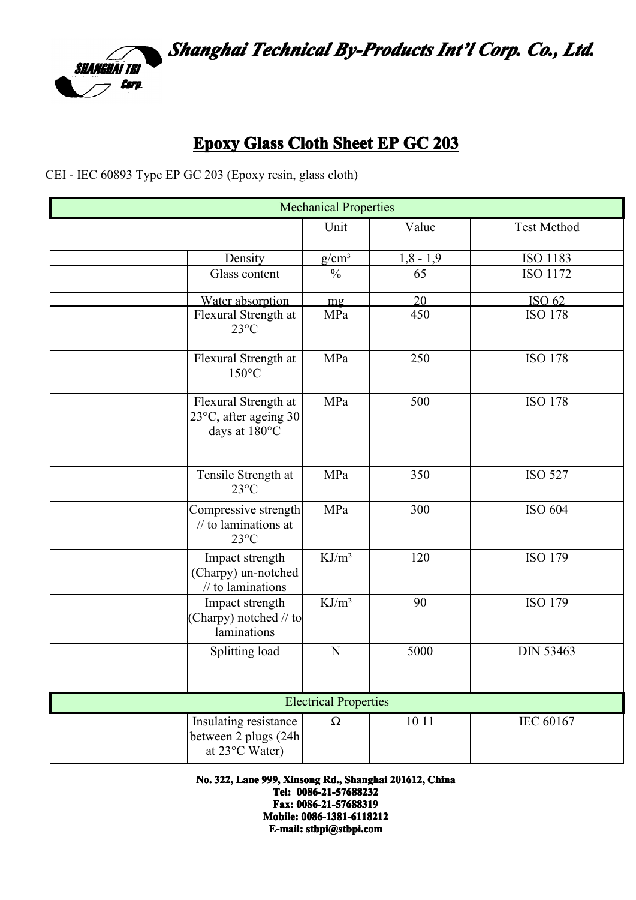# Shanghai Technical By-Products Int'l Corp. Co., Ltd.

## Epoxy Glass Cloth Sheet EP GC 203

CEI - IEC 60893 Type EP GC 203 (Epoxy resin, glass cloth)

| Mechanical Properties | | | | |
|---|---|---|---|---|
| | | Unit | Value | Test Method |
| | Density | g/cm³ | 1,8 - 1,9 | ISO 1183 |
| | Glass content | % | 65 | ISO 1172 |
| | Water absorption | mg | 20 | ISO 62 |
| | Flexural Strength at 23°C | MPa | 450 | ISO 178 |
| | Flexural Strength at 150°C | MPa | 250 | ISO 178 |
| | Flexural Strength at 23°C, after ageing 30 days at 180°C | MPa | 500 | ISO 178 |
| | Tensile Strength at 23°C | MPa | 350 | ISO 527 |
| | Compressive strength // to laminations at 23°C | MPa | 300 | ISO 604 |
| | Impact strength (Charpy) un-notched // to laminations | KJ/m² | 120 | ISO 179 |
| | Impact strength (Charpy) notched // to laminations | KJ/m² | 90 | ISO 179 |
| | Splitting load | N | 5000 | DIN 53463 |
| **Electrical Properties** | | | | |
| | Insulating resistance between 2 plugs (24h at 23°C Water) | Ω | 10 11 | IEC 60167 |

**No. 322, Lane 999, Xinsong Rd., Shanghai 201612, China**
**Tel: 0086-21-57688232**
**Fax: 0086-21-57688319**
**Mobile: 0086-1381-6118212**
**E-mail: stbpi@stbpi.com**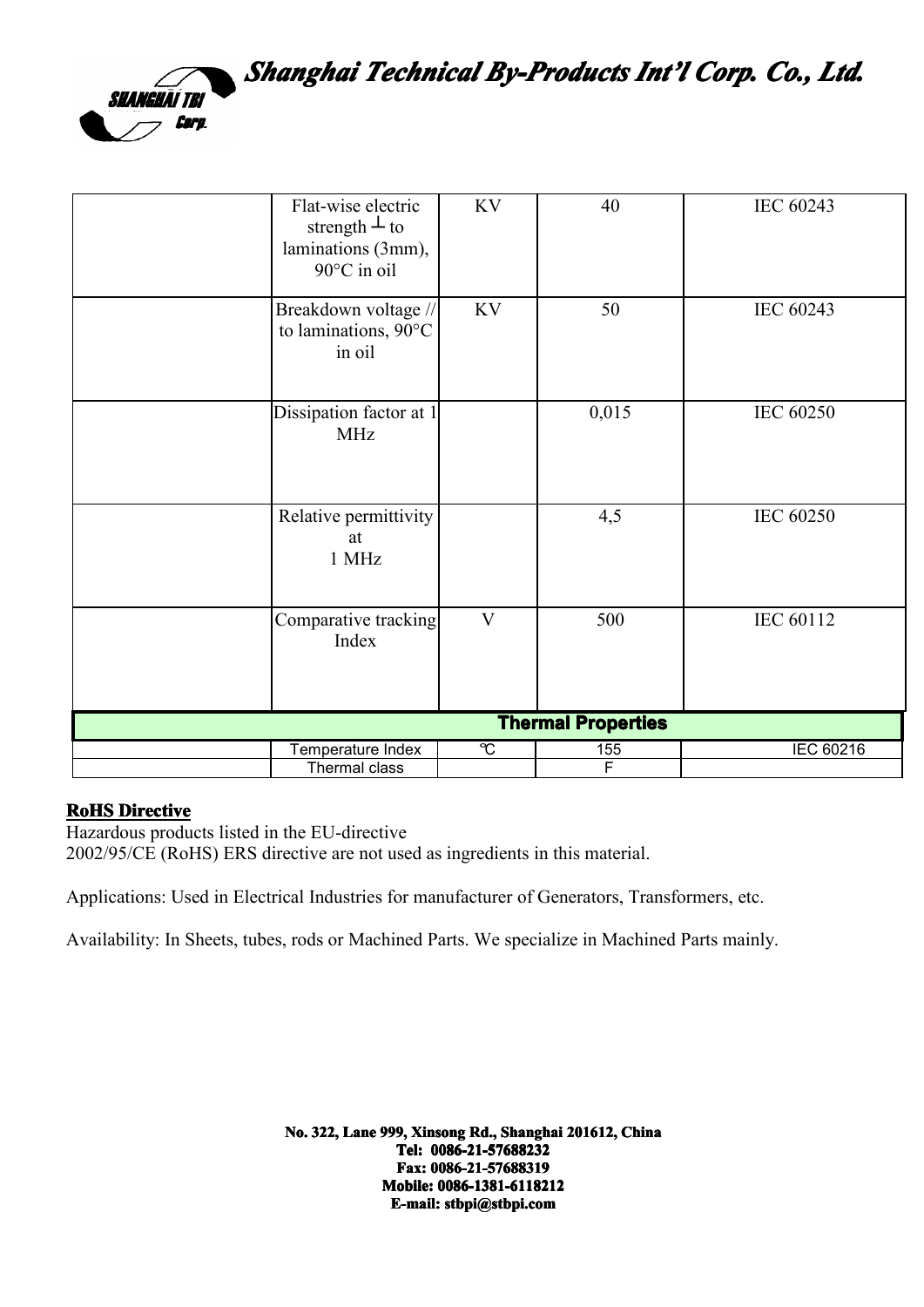| | | | | |
|---|---|---|---|---|
| | Flat-wise electric strength ⊥ to laminations (3mm), 90°C in oil | KV | 40 | IEC 60243 |
| | Breakdown voltage // to laminations, 90°C in oil | KV | 50 | IEC 60243 |
| | Dissipation factor at 1 MHz | | 0,015 | IEC 60250 |
| | Relative permittivity at 1 MHz | | 4,5 | IEC 60250 |
| | Comparative tracking Index | V | 500 | IEC 60112 |
| **Thermal Properties** | | | | |
| | Temperature Index | ℃ | 155 | IEC 60216 |
| | Thermal class | | F | |

**RoHS Directive**

Hazardous products listed in the EU-directive
2002/95/CE (RoHS) ERS directive are not used as ingredients in this material.

Applications: Used in Electrical Industries for manufacturer of Generators, Transformers, etc.

Availability: In Sheets, tubes, rods or Machined Parts. We specialize in Machined Parts mainly.